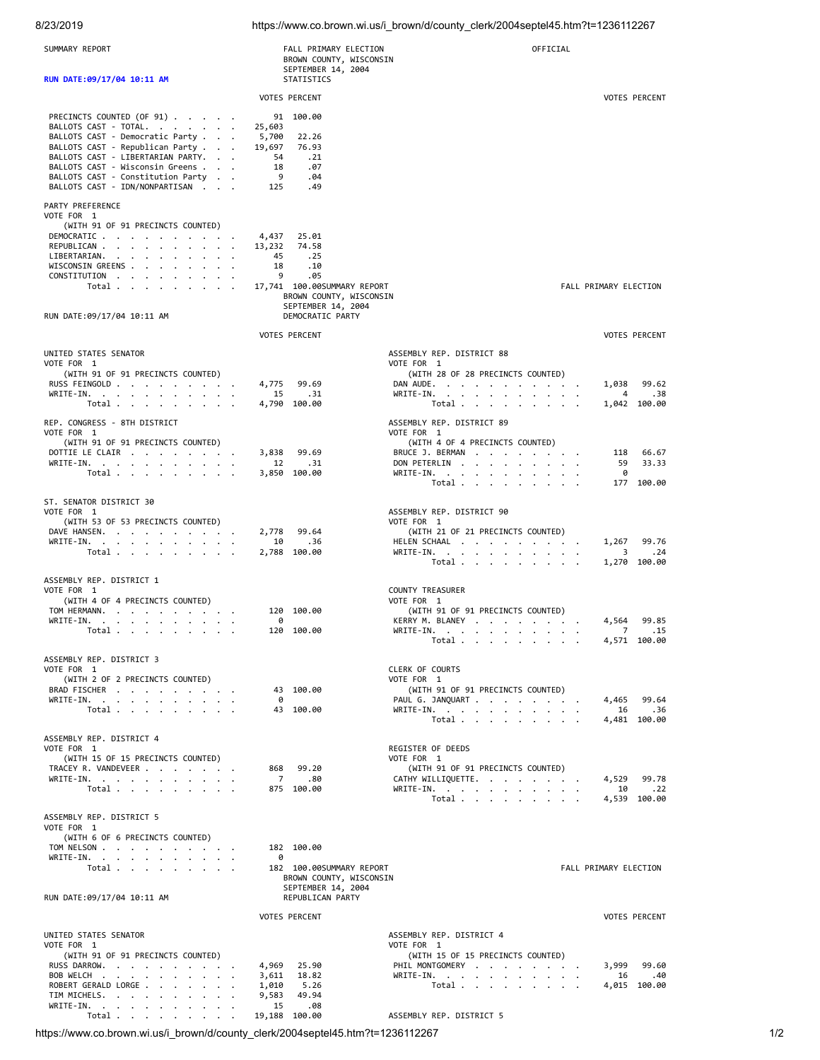SUMMARY REPORT

FALL PRIMARY ELECTION
BROWN COUNTY, WISCONSIN
SEPTEMBER 14, 2004
STATISTICS

OFFICIAL

**RUN DATE:09/17/04 10:11 AM**

| | VOTES | PERCENT |
|---|---|---|
| PRECINCTS COUNTED (OF 91) | 91 | 100.00 |
| BALLOTS CAST - TOTAL. | 25,603 | |
| BALLOTS CAST - Democratic Party | 5,700 | 22.26 |
| BALLOTS CAST - Republican Party | 19,697 | 76.93 |
| BALLOTS CAST - LIBERTARIAN PARTY. | 54 | .21 |
| BALLOTS CAST - Wisconsin Greens | 18 | .07 |
| BALLOTS CAST - Constitution Party | 9 | .04 |
| BALLOTS CAST - IDN/NONPARTISAN | 125 | .49 |

PARTY PREFERENCE
VOTE FOR 1
(WITH 91 OF 91 PRECINCTS COUNTED)

| | VOTES | PERCENT |
|---|---|---|
| DEMOCRATIC | 4,437 | 25.01 |
| REPUBLICAN | 13,232 | 74.58 |
| LIBERTARIAN. | 45 | .25 |
| WISCONSIN GREENS | 18 | .10 |
| CONSTITUTION | 9 | .05 |
| Total | 17,741 | 100.00 |

SUMMARY REPORT

FALL PRIMARY ELECTION
BROWN COUNTY, WISCONSIN
SEPTEMBER 14, 2004
DEMOCRATIC PARTY

RUN DATE:09/17/04 10:11 AM

UNITED STATES SENATOR
VOTE FOR 1
(WITH 91 OF 91 PRECINCTS COUNTED)

| | VOTES | PERCENT |
|---|---|---|
| RUSS FEINGOLD | 4,775 | 99.69 |
| WRITE-IN. | 15 | .31 |
| Total | 4,790 | 100.00 |

REP. CONGRESS - 8TH DISTRICT
VOTE FOR 1
(WITH 91 OF 91 PRECINCTS COUNTED)

| | VOTES | PERCENT |
|---|---|---|
| DOTTIE LE CLAIR | 3,838 | 99.69 |
| WRITE-IN. | 12 | .31 |
| Total | 3,850 | 100.00 |

ST. SENATOR DISTRICT 30
VOTE FOR 1
(WITH 53 OF 53 PRECINCTS COUNTED)

| | VOTES | PERCENT |
|---|---|---|
| DAVE HANSEN. | 2,778 | 99.64 |
| WRITE-IN. | 10 | .36 |
| Total | 2,788 | 100.00 |

ASSEMBLY REP. DISTRICT 1
VOTE FOR 1
(WITH 4 OF 4 PRECINCTS COUNTED)

| | VOTES | PERCENT |
|---|---|---|
| TOM HERMANN. | 120 | 100.00 |
| WRITE-IN. | 0 | |
| Total | 120 | 100.00 |

ASSEMBLY REP. DISTRICT 3
VOTE FOR 1
(WITH 2 OF 2 PRECINCTS COUNTED)

| | VOTES | PERCENT |
|---|---|---|
| BRAD FISCHER | 43 | 100.00 |
| WRITE-IN. | 0 | |
| Total | 43 | 100.00 |

ASSEMBLY REP. DISTRICT 4
VOTE FOR 1
(WITH 15 OF 15 PRECINCTS COUNTED)

| | VOTES | PERCENT |
|---|---|---|
| TRACEY R. VANDEVEER | 868 | 99.20 |
| WRITE-IN. | 7 | .80 |
| Total | 875 | 100.00 |

ASSEMBLY REP. DISTRICT 5
VOTE FOR 1
(WITH 6 OF 6 PRECINCTS COUNTED)

| | VOTES | PERCENT |
|---|---|---|
| TOM NELSON | 182 | 100.00 |
| WRITE-IN. | 0 | |
| Total | 182 | 100.00 |

ASSEMBLY REP. DISTRICT 88
VOTE FOR 1
(WITH 28 OF 28 PRECINCTS COUNTED)

| | VOTES | PERCENT |
|---|---|---|
| DAN AUDE. | 1,038 | 99.62 |
| WRITE-IN. | 4 | .38 |
| Total | 1,042 | 100.00 |

ASSEMBLY REP. DISTRICT 89
VOTE FOR 1
(WITH 4 OF 4 PRECINCTS COUNTED)

| | VOTES | PERCENT |
|---|---|---|
| BRUCE J. BERMAN | 118 | 66.67 |
| DON PETERLIN | 59 | 33.33 |
| WRITE-IN. | 0 | |
| Total | 177 | 100.00 |

ASSEMBLY REP. DISTRICT 90
VOTE FOR 1
(WITH 21 OF 21 PRECINCTS COUNTED)

| | VOTES | PERCENT |
|---|---|---|
| HELEN SCHAAL | 1,267 | 99.76 |
| WRITE-IN. | 3 | .24 |
| Total | 1,270 | 100.00 |

COUNTY TREASURER
VOTE FOR 1
(WITH 91 OF 91 PRECINCTS COUNTED)

| | VOTES | PERCENT |
|---|---|---|
| KERRY M. BLANEY | 4,564 | 99.85 |
| WRITE-IN. | 7 | .15 |
| Total | 4,571 | 100.00 |

CLERK OF COURTS
VOTE FOR 1
(WITH 91 OF 91 PRECINCTS COUNTED)

| | VOTES | PERCENT |
|---|---|---|
| PAUL G. JANQUART | 4,465 | 99.64 |
| WRITE-IN. | 16 | .36 |
| Total | 4,481 | 100.00 |

REGISTER OF DEEDS
VOTE FOR 1
(WITH 91 OF 91 PRECINCTS COUNTED)

| | VOTES | PERCENT |
|---|---|---|
| CATHY WILLIQUETTE. | 4,529 | 99.78 |
| WRITE-IN. | 10 | .22 |
| Total | 4,539 | 100.00 |

SUMMARY REPORT

FALL PRIMARY ELECTION
BROWN COUNTY, WISCONSIN
SEPTEMBER 14, 2004
REPUBLICAN PARTY

RUN DATE:09/17/04 10:11 AM

UNITED STATES SENATOR
VOTE FOR 1
(WITH 91 OF 91 PRECINCTS COUNTED)

| | VOTES | PERCENT |
|---|---|---|
| RUSS DARROW. | 4,969 | 25.90 |
| BOB WELCH | 3,611 | 18.82 |
| ROBERT GERALD LORGE | 1,010 | 5.26 |
| TIM MICHELS. | 9,583 | 49.94 |
| WRITE-IN. | 15 | .08 |
| Total | 19,188 | 100.00 |

ASSEMBLY REP. DISTRICT 4
VOTE FOR 1
(WITH 15 OF 15 PRECINCTS COUNTED)

| | VOTES | PERCENT |
|---|---|---|
| PHIL MONTGOMERY | 3,999 | 99.60 |
| WRITE-IN. | 16 | .40 |
| Total | 4,015 | 100.00 |

ASSEMBLY REP. DISTRICT 5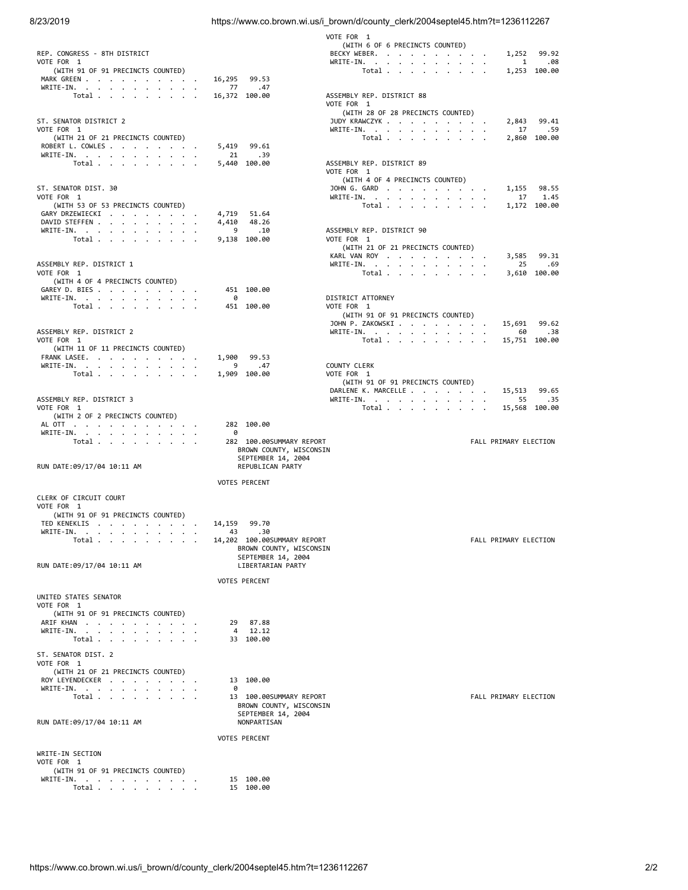VOTE FOR 1
(WITH 6 OF 6 PRECINCTS COUNTED)

| | | |
|---|---|---|
| BECKY WEBER | 1,252 | 99.92 |
| WRITE-IN. | 1 | .08 |
| Total | 1,253 | 100.00 |

REP. CONGRESS - 8TH DISTRICT
VOTE FOR 1
(WITH 91 OF 91 PRECINCTS COUNTED)

| | | |
|---|---|---|
| MARK GREEN | 16,295 | 99.53 |
| WRITE-IN. | 77 | .47 |
| Total | 16,372 | 100.00 |

ST. SENATOR DISTRICT 2
VOTE FOR 1
(WITH 21 OF 21 PRECINCTS COUNTED)

| | | |
|---|---|---|
| ROBERT L. COWLES | 5,419 | 99.61 |
| WRITE-IN. | 21 | .39 |
| Total | 5,440 | 100.00 |

ST. SENATOR DIST. 30
VOTE FOR 1
(WITH 53 OF 53 PRECINCTS COUNTED)

| | | |
|---|---|---|
| GARY DRZEWIECKI | 4,719 | 51.64 |
| DAVID STEFFEN | 4,410 | 48.26 |
| WRITE-IN. | 9 | .10 |
| Total | 9,138 | 100.00 |

ASSEMBLY REP. DISTRICT 1
VOTE FOR 1
(WITH 4 OF 4 PRECINCTS COUNTED)

| | | |
|---|---|---|
| GAREY D. BIES | 451 | 100.00 |
| WRITE-IN. | 0 | |
| Total | 451 | 100.00 |

ASSEMBLY REP. DISTRICT 2
VOTE FOR 1
(WITH 11 OF 11 PRECINCTS COUNTED)

| | | |
|---|---|---|
| FRANK LASEE. | 1,900 | 99.53 |
| WRITE-IN. | 9 | .47 |
| Total | 1,909 | 100.00 |

ASSEMBLY REP. DISTRICT 3
VOTE FOR 1
(WITH 2 OF 2 PRECINCTS COUNTED)

| | | |
|---|---|---|
| AL OTT | 282 | 100.00 |
| WRITE-IN. | 0 | |
| Total | 282 | 100.00 |

ASSEMBLY REP. DISTRICT 88
VOTE FOR 1
(WITH 28 OF 28 PRECINCTS COUNTED)

| | | |
|---|---|---|
| JUDY KRAWCZYK | 2,843 | 99.41 |
| WRITE-IN. | 17 | .59 |
| Total | 2,860 | 100.00 |

ASSEMBLY REP. DISTRICT 89
VOTE FOR 1
(WITH 4 OF 4 PRECINCTS COUNTED)

| | | |
|---|---|---|
| JOHN G. GARD | 1,155 | 98.55 |
| WRITE-IN. | 17 | 1.45 |
| Total | 1,172 | 100.00 |

ASSEMBLY REP. DISTRICT 90
VOTE FOR 1
(WITH 21 OF 21 PRECINCTS COUNTED)

| | | |
|---|---|---|
| KARL VAN ROY | 3,585 | 99.31 |
| WRITE-IN. | 25 | .69 |
| Total | 3,610 | 100.00 |

DISTRICT ATTORNEY
VOTE FOR 1
(WITH 91 OF 91 PRECINCTS COUNTED)

| | | |
|---|---|---|
| JOHN P. ZAKOWSKI | 15,691 | 99.62 |
| WRITE-IN. | 60 | .38 |
| Total | 15,751 | 100.00 |

COUNTY CLERK
VOTE FOR 1
(WITH 91 OF 91 PRECINCTS COUNTED)

| | | |
|---|---|---|
| DARLENE K. MARCELLE | 15,513 | 99.65 |
| WRITE-IN. | 55 | .35 |
| Total | 15,568 | 100.00 |

SUMMARY REPORT — FALL PRIMARY ELECTION
BROWN COUNTY, WISCONSIN
SEPTEMBER 14, 2004
RUN DATE:09/17/04 10:11 AM
REPUBLICAN PARTY

VOTES PERCENT

CLERK OF CIRCUIT COURT
VOTE FOR 1
(WITH 91 OF 91 PRECINCTS COUNTED)

| | | |
|---|---|---|
| TED KENEKLIS | 14,159 | 99.70 |
| WRITE-IN. | 43 | .30 |
| Total | 14,202 | 100.00 |

SUMMARY REPORT — FALL PRIMARY ELECTION
BROWN COUNTY, WISCONSIN
SEPTEMBER 14, 2004
RUN DATE:09/17/04 10:11 AM
LIBERTARIAN PARTY

VOTES PERCENT

UNITED STATES SENATOR
VOTE FOR 1
(WITH 91 OF 91 PRECINCTS COUNTED)

| | | |
|---|---|---|
| ARIF KHAN | 29 | 87.88 |
| WRITE-IN. | 4 | 12.12 |
| Total | 33 | 100.00 |

ST. SENATOR DIST. 2
VOTE FOR 1
(WITH 21 OF 21 PRECINCTS COUNTED)

| | | |
|---|---|---|
| ROY LEYENDECKER | 13 | 100.00 |
| WRITE-IN. | 0 | |
| Total | 13 | 100.00 |

SUMMARY REPORT — FALL PRIMARY ELECTION
BROWN COUNTY, WISCONSIN
SEPTEMBER 14, 2004
RUN DATE:09/17/04 10:11 AM
NONPARTISAN

VOTES PERCENT

WRITE-IN SECTION
VOTE FOR 1
(WITH 91 OF 91 PRECINCTS COUNTED)

| | | |
|---|---|---|
| WRITE-IN. | 15 | 100.00 |
| Total | 15 | 100.00 |